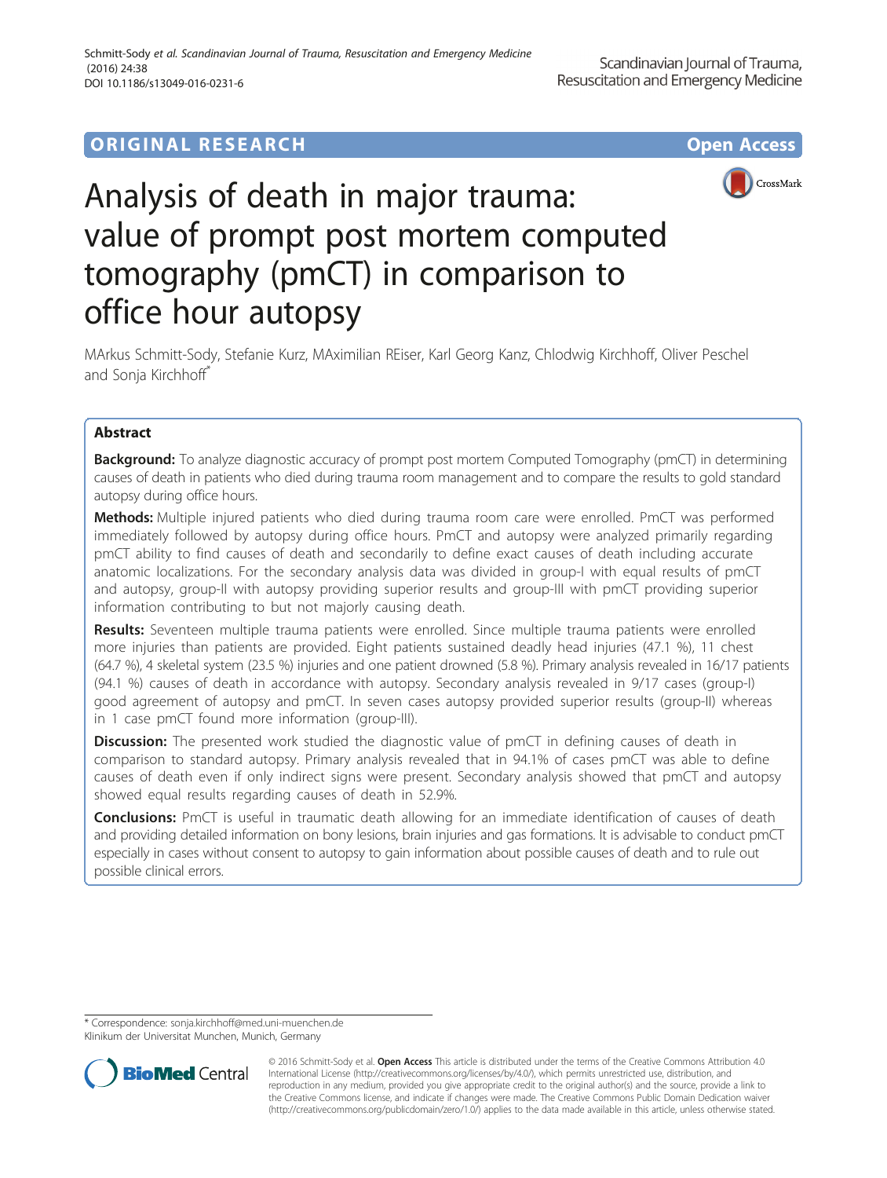ORIGINAL RESEARCH

Open Access

# Analysis of death in major trauma: value of prompt post mortem computed tomography (pmCT) in comparison to office hour autopsy

MArkus Schmitt-Sody, Stefanie Kurz, MAximilian REiser, Karl Georg Kanz, Chlodwig Kirchhoff, Oliver Peschel and Sonja Kirchhoff*

## Abstract

**Background:** To analyze diagnostic accuracy of prompt post mortem Computed Tomography (pmCT) in determining causes of death in patients who died during trauma room management and to compare the results to gold standard autopsy during office hours.

**Methods:** Multiple injured patients who died during trauma room care were enrolled. PmCT was performed immediately followed by autopsy during office hours. PmCT and autopsy were analyzed primarily regarding pmCT ability to find causes of death and secondarily to define exact causes of death including accurate anatomic localizations. For the secondary analysis data was divided in group-I with equal results of pmCT and autopsy, group-II with autopsy providing superior results and group-III with pmCT providing superior information contributing to but not majorly causing death.

**Results:** Seventeen multiple trauma patients were enrolled. Since multiple trauma patients were enrolled more injuries than patients are provided. Eight patients sustained deadly head injuries (47.1 %), 11 chest (64.7 %), 4 skeletal system (23.5 %) injuries and one patient drowned (5.8 %). Primary analysis revealed in 16/17 patients (94.1 %) causes of death in accordance with autopsy. Secondary analysis revealed in 9/17 cases (group-I) good agreement of autopsy and pmCT. In seven cases autopsy provided superior results (group-II) whereas in 1 case pmCT found more information (group-III).

**Discussion:** The presented work studied the diagnostic value of pmCT in defining causes of death in comparison to standard autopsy. Primary analysis revealed that in 94.1% of cases pmCT was able to define causes of death even if only indirect signs were present. Secondary analysis showed that pmCT and autopsy showed equal results regarding causes of death in 52.9%.

**Conclusions:** PmCT is useful in traumatic death allowing for an immediate identification of causes of death and providing detailed information on bony lesions, brain injuries and gas formations. It is advisable to conduct pmCT especially in cases without consent to autopsy to gain information about possible causes of death and to rule out possible clinical errors.

* Correspondence: sonja.kirchhoff@med.uni-muenchen.de
Klinikum der Universitat Munchen, Munich, Germany

© 2016 Schmitt-Sody et al. **Open Access** This article is distributed under the terms of the Creative Commons Attribution 4.0 International License (http://creativecommons.org/licenses/by/4.0/), which permits unrestricted use, distribution, and reproduction in any medium, provided you give appropriate credit to the original author(s) and the source, provide a link to the Creative Commons license, and indicate if changes were made. The Creative Commons Public Domain Dedication waiver (http://creativecommons.org/publicdomain/zero/1.0/) applies to the data made available in this article, unless otherwise stated.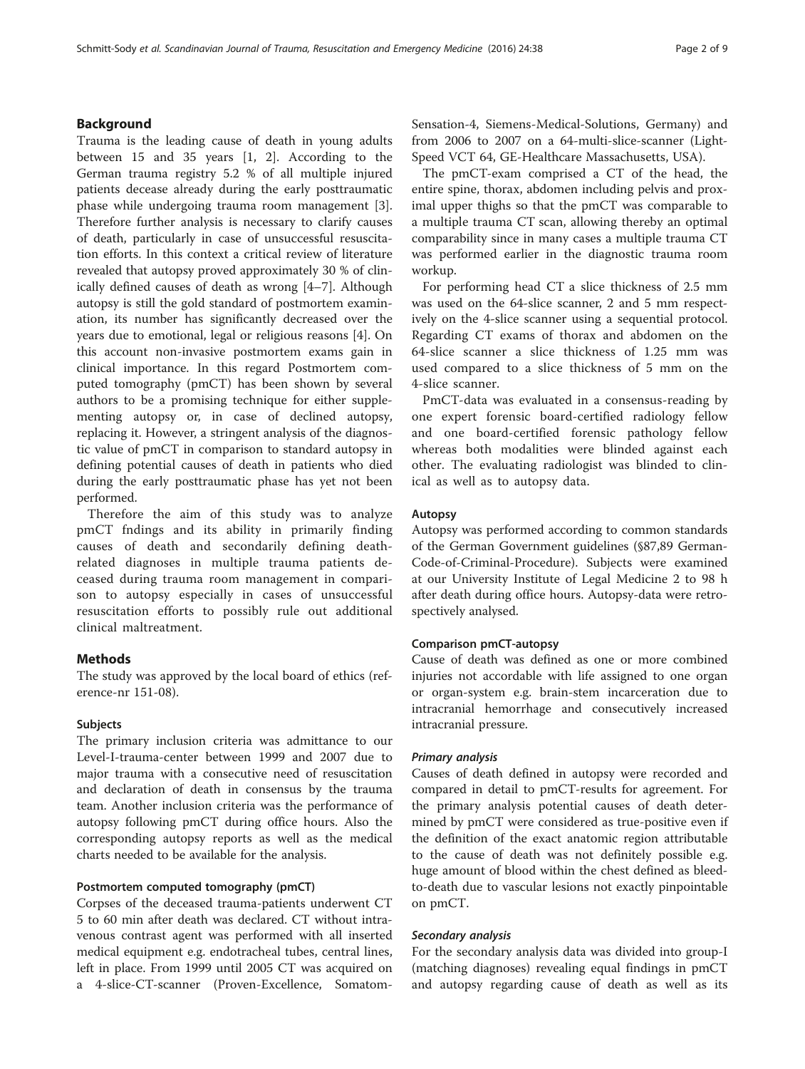## Background

Trauma is the leading cause of death in young adults between 15 and 35 years [1, 2]. According to the German trauma registry 5.2 % of all multiple injured patients decease already during the early posttraumatic phase while undergoing trauma room management [3]. Therefore further analysis is necessary to clarify causes of death, particularly in case of unsuccessful resuscitation efforts. In this context a critical review of literature revealed that autopsy proved approximately 30 % of clinically defined causes of death as wrong [4–7]. Although autopsy is still the gold standard of postmortem examination, its number has significantly decreased over the years due to emotional, legal or religious reasons [4]. On this account non-invasive postmortem exams gain in clinical importance. In this regard Postmortem computed tomography (pmCT) has been shown by several authors to be a promising technique for either supplementing autopsy or, in case of declined autopsy, replacing it. However, a stringent analysis of the diagnostic value of pmCT in comparison to standard autopsy in defining potential causes of death in patients who died during the early posttraumatic phase has yet not been performed.

Therefore the aim of this study was to analyze pmCT fndings and its ability in primarily finding causes of death and secondarily defining death-related diagnoses in multiple trauma patients deceased during trauma room management in comparison to autopsy especially in cases of unsuccessful resuscitation efforts to possibly rule out additional clinical maltreatment.

## Methods

The study was approved by the local board of ethics (reference-nr 151-08).

### Subjects

The primary inclusion criteria was admittance to our Level-I-trauma-center between 1999 and 2007 due to major trauma with a consecutive need of resuscitation and declaration of death in consensus by the trauma team. Another inclusion criteria was the performance of autopsy following pmCT during office hours. Also the corresponding autopsy reports as well as the medical charts needed to be available for the analysis.

### Postmortem computed tomography (pmCT)

Corpses of the deceased trauma-patients underwent CT 5 to 60 min after death was declared. CT without intravenous contrast agent was performed with all inserted medical equipment e.g. endotracheal tubes, central lines, left in place. From 1999 until 2005 CT was acquired on a 4-slice-CT-scanner (Proven-Excellence, Somatom-Sensation-4, Siemens-Medical-Solutions, Germany) and from 2006 to 2007 on a 64-multi-slice-scanner (LightSpeed VCT 64, GE-Healthcare Massachusetts, USA).

The pmCT-exam comprised a CT of the head, the entire spine, thorax, abdomen including pelvis and proximal upper thighs so that the pmCT was comparable to a multiple trauma CT scan, allowing thereby an optimal comparability since in many cases a multiple trauma CT was performed earlier in the diagnostic trauma room workup.

For performing head CT a slice thickness of 2.5 mm was used on the 64-slice scanner, 2 and 5 mm respectively on the 4-slice scanner using a sequential protocol. Regarding CT exams of thorax and abdomen on the 64-slice scanner a slice thickness of 1.25 mm was used compared to a slice thickness of 5 mm on the 4-slice scanner.

PmCT-data was evaluated in a consensus-reading by one expert forensic board-certified radiology fellow and one board-certified forensic pathology fellow whereas both modalities were blinded against each other. The evaluating radiologist was blinded to clinical as well as to autopsy data.

### Autopsy

Autopsy was performed according to common standards of the German Government guidelines (§87,89 German-Code-of-Criminal-Procedure). Subjects were examined at our University Institute of Legal Medicine 2 to 98 h after death during office hours. Autopsy-data were retrospectively analysed.

### Comparison pmCT-autopsy

Cause of death was defined as one or more combined injuries not accordable with life assigned to one organ or organ-system e.g. brain-stem incarceration due to intracranial hemorrhage and consecutively increased intracranial pressure.

#### *Primary analysis*

Causes of death defined in autopsy were recorded and compared in detail to pmCT-results for agreement. For the primary analysis potential causes of death determined by pmCT were considered as true-positive even if the definition of the exact anatomic region attributable to the cause of death was not definitely possible e.g. huge amount of blood within the chest defined as bleed-to-death due to vascular lesions not exactly pinpointable on pmCT.

#### *Secondary analysis*

For the secondary analysis data was divided into group-I (matching diagnoses) revealing equal findings in pmCT and autopsy regarding cause of death as well as its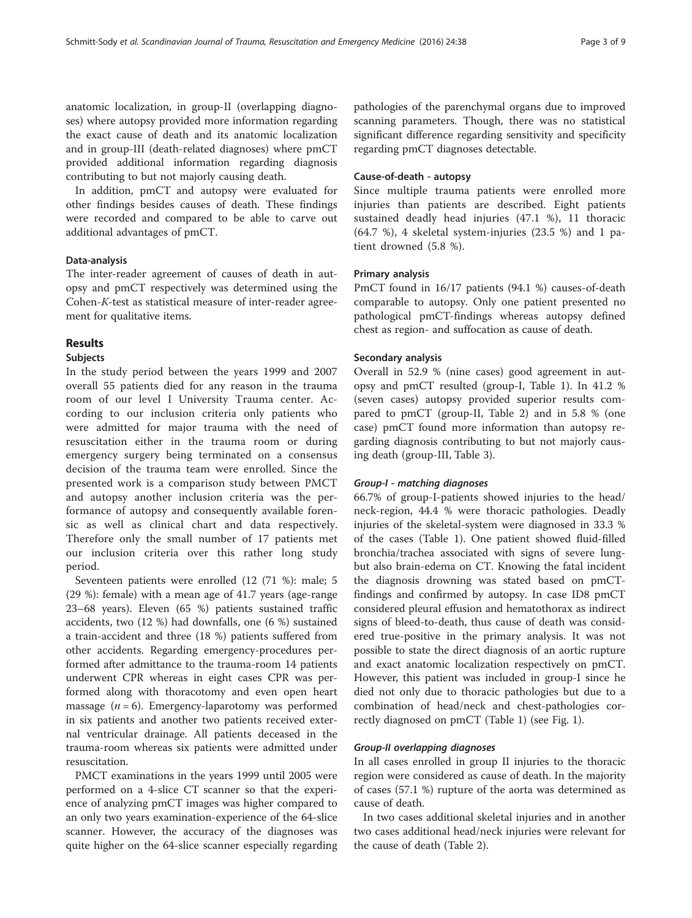anatomic localization, in group-II (overlapping diagnoses) where autopsy provided more information regarding the exact cause of death and its anatomic localization and in group-III (death-related diagnoses) where pmCT provided additional information regarding diagnosis contributing to but not majorly causing death.

In addition, pmCT and autopsy were evaluated for other findings besides causes of death. These findings were recorded and compared to be able to carve out additional advantages of pmCT.

### Data-analysis

The inter-reader agreement of causes of death in autopsy and pmCT respectively was determined using the Cohen-*K*-test as statistical measure of inter-reader agreement for qualitative items.

## Results

### Subjects

In the study period between the years 1999 and 2007 overall 55 patients died for any reason in the trauma room of our level I University Trauma center. According to our inclusion criteria only patients who were admitted for major trauma with the need of resuscitation either in the trauma room or during emergency surgery being terminated on a consensus decision of the trauma team were enrolled. Since the presented work is a comparison study between PMCT and autopsy another inclusion criteria was the performance of autopsy and consequently available forensic as well as clinical chart and data respectively. Therefore only the small number of 17 patients met our inclusion criteria over this rather long study period.

Seventeen patients were enrolled (12 (71 %): male; 5 (29 %): female) with a mean age of 41.7 years (age-range 23–68 years). Eleven (65 %) patients sustained traffic accidents, two (12 %) had downfalls, one (6 %) sustained a train-accident and three (18 %) patients suffered from other accidents. Regarding emergency-procedures performed after admittance to the trauma-room 14 patients underwent CPR whereas in eight cases CPR was performed along with thoracotomy and even open heart massage ($n = 6$). Emergency-laparotomy was performed in six patients and another two patients received external ventricular drainage. All patients deceased in the trauma-room whereas six patients were admitted under resuscitation.

PMCT examinations in the years 1999 until 2005 were performed on a 4-slice CT scanner so that the experience of analyzing pmCT images was higher compared to an only two years examination-experience of the 64-slice scanner. However, the accuracy of the diagnoses was quite higher on the 64-slice scanner especially regarding pathologies of the parenchymal organs due to improved scanning parameters. Though, there was no statistical significant difference regarding sensitivity and specificity regarding pmCT diagnoses detectable.

### Cause-of-death - autopsy

Since multiple trauma patients were enrolled more injuries than patients are described. Eight patients sustained deadly head injuries (47.1 %), 11 thoracic (64.7 %), 4 skeletal system-injuries (23.5 %) and 1 patient drowned (5.8 %).

### Primary analysis

PmCT found in 16/17 patients (94.1 %) causes-of-death comparable to autopsy. Only one patient presented no pathological pmCT-findings whereas autopsy defined chest as region- and suffocation as cause of death.

### Secondary analysis

Overall in 52.9 % (nine cases) good agreement in autopsy and pmCT resulted (group-I, Table 1). In 41.2 % (seven cases) autopsy provided superior results compared to pmCT (group-II, Table 2) and in 5.8 % (one case) pmCT found more information than autopsy regarding diagnosis contributing to but not majorly causing death (group-III, Table 3).

#### *Group-I - matching diagnoses*

66.7% of group-I-patients showed injuries to the head/neck-region, 44.4 % were thoracic pathologies. Deadly injuries of the skeletal-system were diagnosed in 33.3 % of the cases (Table 1). One patient showed fluid-filled bronchia/trachea associated with signs of severe lung- but also brain-edema on CT. Knowing the fatal incident the diagnosis drowning was stated based on pmCT-findings and confirmed by autopsy. In case ID8 pmCT considered pleural effusion and hematothorax as indirect signs of bleed-to-death, thus cause of death was considered true-positive in the primary analysis. It was not possible to state the direct diagnosis of an aortic rupture and exact anatomic localization respectively on pmCT. However, this patient was included in group-I since he died not only due to thoracic pathologies but due to a combination of head/neck and chest-pathologies correctly diagnosed on pmCT (Table 1) (see Fig. 1).

#### *Group-II overlapping diagnoses*

In all cases enrolled in group II injuries to the thoracic region were considered as cause of death. In the majority of cases (57.1 %) rupture of the aorta was determined as cause of death.

In two cases additional skeletal injuries and in another two cases additional head/neck injuries were relevant for the cause of death (Table 2).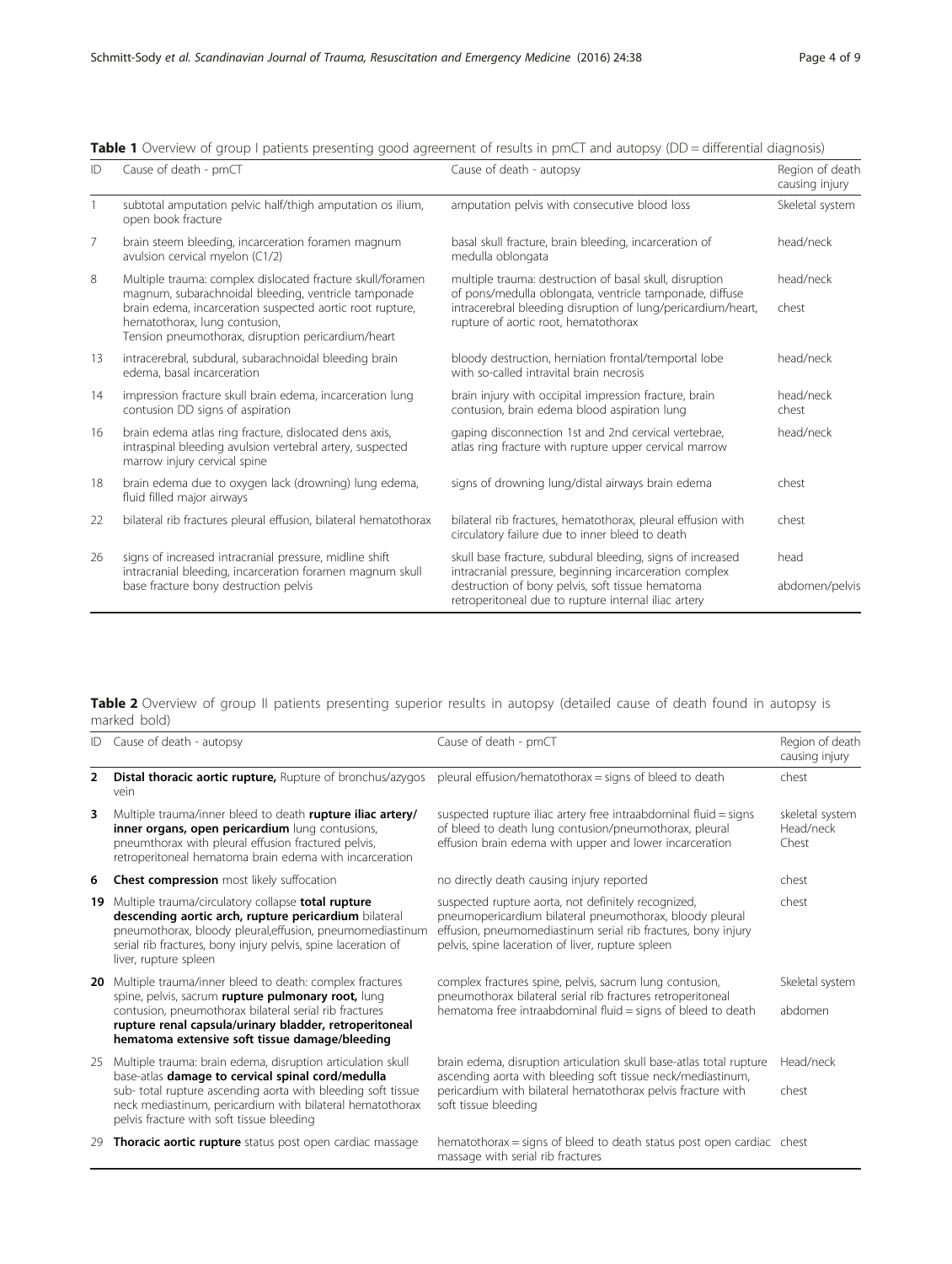**Table 1** Overview of group I patients presenting good agreement of results in pmCT and autopsy (DD = differential diagnosis)

| ID | Cause of death - pmCT | Cause of death - autopsy | Region of death causing injury |
|---|---|---|---|
| 1 | subtotal amputation pelvic half/thigh amputation os ilium, open book fracture | amputation pelvis with consecutive blood loss | Skeletal system |
| 7 | brain steem bleeding, incarceration foramen magnum avulsion cervical myelon (C1/2) | basal skull fracture, brain bleeding, incarceration of medulla oblongata | head/neck |
| 8 | Multiple trauma: complex dislocated fracture skull/foramen magnum, subarachnoidal bleeding, ventricle tamponade brain edema, incarceration suspected aortic root rupture, hematothorax, lung contusion, Tension pneumothorax, disruption pericardium/heart | multiple trauma: destruction of basal skull, disruption of pons/medulla oblongata, ventricle tamponade, diffuse intracerebral bleeding disruption of lung/pericardium/heart, rupture of aortic root, hematothorax | head/neck<br>chest |
| 13 | intracerebral, subdural, subarachnoidal bleeding brain edema, basal incarceration | bloody destruction, herniation frontal/temportal lobe with so-called intravital brain necrosis | head/neck |
| 14 | impression fracture skull brain edema, incarceration lung contusion DD signs of aspiration | brain injury with occipital impression fracture, brain contusion, brain edema blood aspiration lung | head/neck<br>chest |
| 16 | brain edema atlas ring fracture, dislocated dens axis, intraspinal bleeding avulsion vertebral artery, suspected marrow injury cervical spine | gaping disconnection 1st and 2nd cervical vertebrae, atlas ring fracture with rupture upper cervical marrow | head/neck |
| 18 | brain edema due to oxygen lack (drowning) lung edema, fluid filled major airways | signs of drowning lung/distal airways brain edema | chest |
| 22 | bilateral rib fractures pleural effusion, bilateral hematothorax | bilateral rib fractures, hematothorax, pleural effusion with circulatory failure due to inner bleed to death | chest |
| 26 | signs of increased intracranial pressure, midline shift intracranial bleeding, incarceration foramen magnum skull base fracture bony destruction pelvis | skull base fracture, subdural bleeding, signs of increased intracranial pressure, beginning incarceration complex destruction of bony pelvis, soft tissue hematoma retroperitoneal due to rupture internal iliac artery | head<br>abdomen/pelvis |

**Table 2** Overview of group II patients presenting superior results in autopsy (detailed cause of death found in autopsy is marked bold)

| ID | Cause of death - autopsy | Cause of death - pmCT | Region of death causing injury |
|---|---|---|---|
| **2** | **Distal thoracic aortic rupture,** Rupture of bronchus/azygos vein | pleural effusion/hematothorax = signs of bleed to death | chest |
| **3** | Multiple trauma/inner bleed to death **rupture iliac artery/ inner organs, open pericardium** lung contusions, pneumthorax with pleural effusion fractured pelvis, retroperitoneal hematoma brain edema with incarceration | suspected rupture iliac artery free intraabdominal fluid = signs of bleed to death lung contusion/pneumothorax, pleural effusion brain edema with upper and lower incarceration | skeletal system<br>Head/neck<br>Chest |
| **6** | **Chest compression** most likely suffocation | no directly death causing injury reported | chest |
| **19** | Multiple trauma/circulatory collapse **total rupture descending aortic arch, rupture pericardium** bilateral pneumothorax, bloody pleural,effusion, pneumomediastinum serial rib fractures, bony injury pelvis, spine laceration of liver, rupture spleen | suspected rupture aorta, not definitely recognized, pneumopericardium bilateral pneumothorax, bloody pleural effusion, pneumomediastinum serial rib fractures, bony injury pelvis, spine laceration of liver, rupture spleen | chest |
| **20** | Multiple trauma/inner bleed to death: complex fractures spine, pelvis, sacrum **rupture pulmonary root,** lung contusion, pneumothorax bilateral serial rib fractures **rupture renal capsula/urinary bladder, retroperitoneal hematoma extensive soft tissue damage/bleeding** | complex fractures spine, pelvis, sacrum lung contusion, pneumothorax bilateral serial rib fractures retroperitoneal hematoma free intraabdominal fluid = signs of bleed to death | Skeletal system<br>abdomen |
| 25 | Multiple trauma: brain edema, disruption articulation skull base-atlas **damage to cervical spinal cord/medulla** sub- total rupture ascending aorta with bleeding soft tissue neck mediastinum, pericardium with bilateral hematothorax pelvis fracture with soft tissue bleeding | brain edema, disruption articulation skull base-atlas total rupture ascending aorta with bleeding soft tissue neck/mediastinum, pericardium with bilateral hematothorax pelvis fracture with soft tissue bleeding | Head/neck<br>chest |
| 29 | **Thoracic aortic rupture** status post open cardiac massage | hematothorax = signs of bleed to death status post open cardiac massage with serial rib fractures | chest |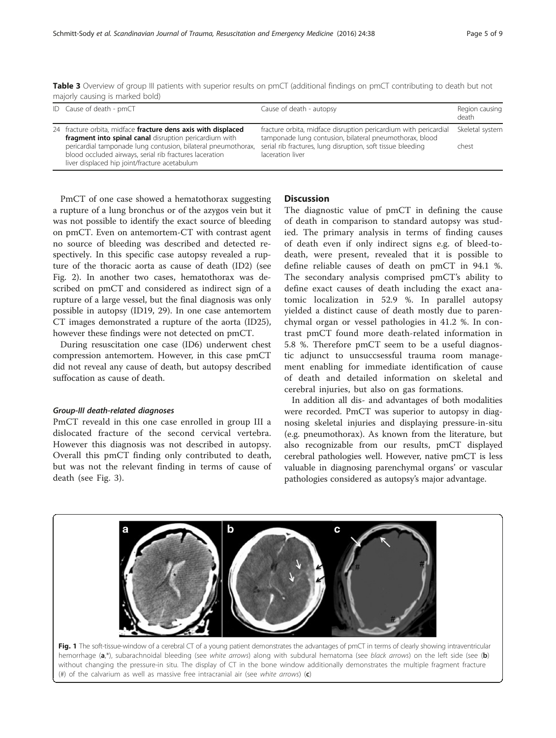**Table 3** Overview of group III patients with superior results on pmCT (additional findings on pmCT contributing to death but not majorly causing is marked bold)

| ID | Cause of death - pmCT | Cause of death - autopsy | Region causing death |
|---|---|---|---|
| 24 | fracture orbita, midface **fracture dens axis with displaced fragment into spinal canal** disruption pericardium with pericardial tamponade lung contusion, bilateral pneumothorax, blood occluded airways, serial rib fractures laceration liver displaced hip joint/fracture acetabulum | fracture orbita, midface disruption pericardium with pericardial tamponade lung contusion, bilateral pneumothorax, blood serial rib fractures, lung disruption, soft tissue bleeding laceration liver | Skeletal system<br>chest |

PmCT of one case showed a hematothorax suggesting a rupture of a lung bronchus or of the azygos vein but it was not possible to identify the exact source of bleeding on pmCT. Even on antemortem-CT with contrast agent no source of bleeding was described and detected respectively. In this specific case autopsy revealed a rupture of the thoracic aorta as cause of death (ID2) (see Fig. 2). In another two cases, hematothorax was described on pmCT and considered as indirect sign of a rupture of a large vessel, but the final diagnosis was only possible in autopsy (ID19, 29). In one case antemortem CT images demonstrated a rupture of the aorta (ID25), however these findings were not detected on pmCT.

During resuscitation one case (ID6) underwent chest compression antemortem. However, in this case pmCT did not reveal any cause of death, but autopsy described suffocation as cause of death.

#### *Group-III death-related diagnoses*

PmCT reveald in this one case enrolled in group III a dislocated fracture of the second cervical vertebra. However this diagnosis was not described in autopsy. Overall this pmCT finding only contributed to death, but was not the relevant finding in terms of cause of death (see Fig. 3).

## Discussion

The diagnostic value of pmCT in defining the cause of death in comparison to standard autopsy was studied. The primary analysis in terms of finding causes of death even if only indirect signs e.g. of bleed-to-death, were present, revealed that it is possible to define reliable causes of death on pmCT in 94.1 %. The secondary analysis comprised pmCT's ability to define exact causes of death including the exact anatomic localization in 52.9 %. In parallel autopsy yielded a distinct cause of death mostly due to parenchymal organ or vessel pathologies in 41.2 %. In contrast pmCT found more death-related information in 5.8 %. Therefore pmCT seem to be a useful diagnostic adjunct to unsuccsessful trauma room management enabling for immediate identification of cause of death and detailed information on skeletal and cerebral injuries, but also on gas formations.

In addition all dis- and advantages of both modalities were recorded. PmCT was superior to autopsy in diagnosing skeletal injuries and displaying pressure-in-situ (e.g. pneumothorax). As known from the literature, but also recognizable from our results, pmCT displayed cerebral pathologies well. However, native pmCT is less valuable in diagnosing parenchymal organs' or vascular pathologies considered as autopsy's major advantage.

**Fig. 1** The soft-tissue-window of a cerebral CT of a young patient demonstrates the advantages of pmCT in terms of clearly showing intraventricular hemorrhage (**a**,*), subarachnoidal bleeding (see *white arrows*) along with subdural hematoma (see *black arrows*) on the left side (see (**b**) without changing the pressure-in situ. The display of CT in the bone window additionally demonstrates the multiple fragment fracture (#) of the calvarium as well as massive free intracranial air (see *white arrows*) (**c**)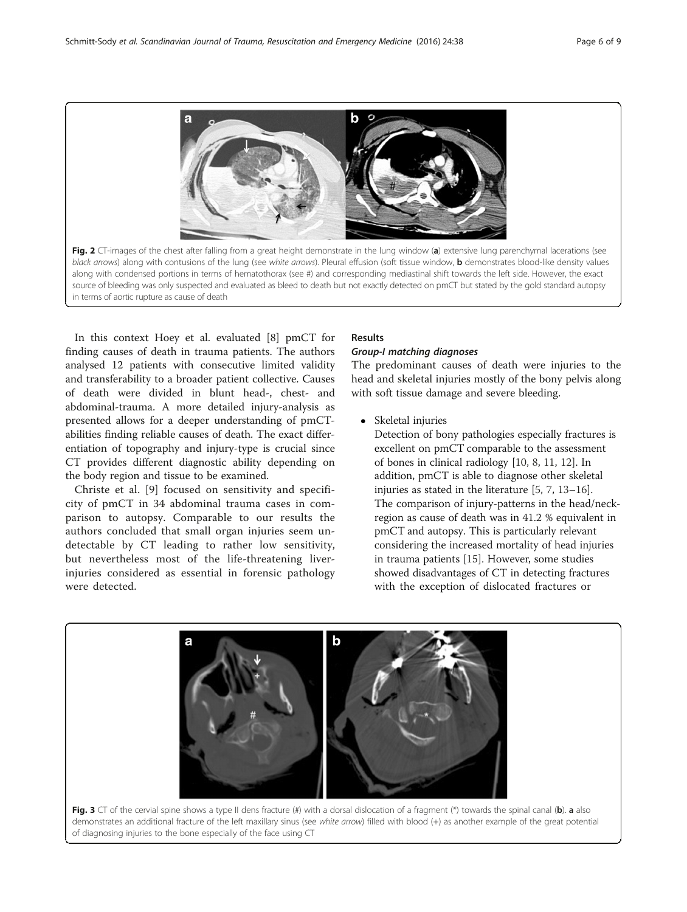Fig. 2 CT-images of the chest after falling from a great height demonstrate in the lung window (**a**) extensive lung parenchymal lacerations (see *black arrows*) along with contusions of the lung (see *white arrows*). Pleural effusion (soft tissue window, **b** demonstrates blood-like density values along with condensed portions in terms of hematothorax (see #) and corresponding mediastinal shift towards the left side. However, the exact source of bleeding was only suspected and evaluated as bleed to death but not exactly detected on pmCT but stated by the gold standard autopsy in terms of aortic rupture as cause of death

In this context Hoey et al. evaluated [8] pmCT for finding causes of death in trauma patients. The authors analysed 12 patients with consecutive limited validity and transferability to a broader patient collective. Causes of death were divided in blunt head-, chest- and abdominal-trauma. A more detailed injury-analysis as presented allows for a deeper understanding of pmCT-abilities finding reliable causes of death. The exact differentiation of topography and injury-type is crucial since CT provides different diagnostic ability depending on the body region and tissue to be examined.

Christe et al. [9] focused on sensitivity and specificity of pmCT in 34 abdominal trauma cases in comparison to autopsy. Comparable to our results the authors concluded that small organ injuries seem undetectable by CT leading to rather low sensitivity, but nevertheless most of the life-threatening liver-injuries considered as essential in forensic pathology were detected.

## Results

### *Group-I matching diagnoses*

The predominant causes of death were injuries to the head and skeletal injuries mostly of the bony pelvis along with soft tissue damage and severe bleeding.

- Skeletal injuries

  Detection of bony pathologies especially fractures is excellent on pmCT comparable to the assessment of bones in clinical radiology [10, 8, 11, 12]. In addition, pmCT is able to diagnose other skeletal injuries as stated in the literature [5, 7, 13–16]. The comparison of injury-patterns in the head/neck-region as cause of death was in 41.2 % equivalent in pmCT and autopsy. This is particularly relevant considering the increased mortality of head injuries in trauma patients [15]. However, some studies showed disadvantages of CT in detecting fractures with the exception of dislocated fractures or

Fig. 3 CT of the cervial spine shows a type II dens fracture (#) with a dorsal dislocation of a fragment (*) towards the spinal canal (**b**). **a** also demonstrates an additional fracture of the left maxillary sinus (see *white arrow*) filled with blood (+) as another example of the great potential of diagnosing injuries to the bone especially of the face using CT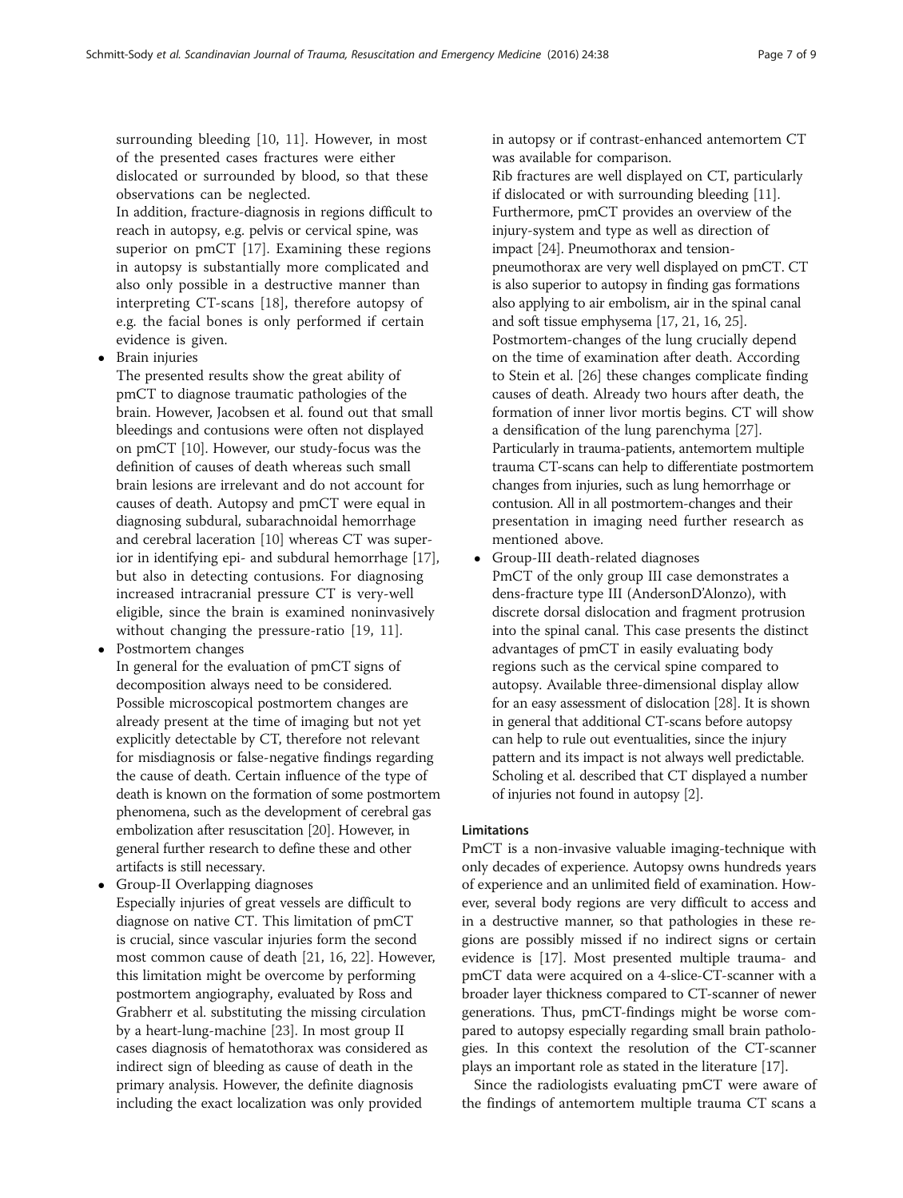surrounding bleeding [10, 11]. However, in most of the presented cases fractures were either dislocated or surrounded by blood, so that these observations can be neglected.

In addition, fracture-diagnosis in regions difficult to reach in autopsy, e.g. pelvis or cervical spine, was superior on pmCT [17]. Examining these regions in autopsy is substantially more complicated and also only possible in a destructive manner than interpreting CT-scans [18], therefore autopsy of e.g. the facial bones is only performed if certain evidence is given.

- Brain injuries

  The presented results show the great ability of pmCT to diagnose traumatic pathologies of the brain. However, Jacobsen et al. found out that small bleedings and contusions were often not displayed on pmCT [10]. However, our study-focus was the definition of causes of death whereas such small brain lesions are irrelevant and do not account for causes of death. Autopsy and pmCT were equal in diagnosing subdural, subarachnoidal hemorrhage and cerebral laceration [10] whereas CT was superior in identifying epi- and subdural hemorrhage [17], but also in detecting contusions. For diagnosing increased intracranial pressure CT is very-well eligible, since the brain is examined noninvasively without changing the pressure-ratio [19, 11].

- Postmortem changes

  In general for the evaluation of pmCT signs of decomposition always need to be considered. Possible microscopical postmortem changes are already present at the time of imaging but not yet explicitly detectable by CT, therefore not relevant for misdiagnosis or false-negative findings regarding the cause of death. Certain influence of the type of death is known on the formation of some postmortem phenomena, such as the development of cerebral gas embolization after resuscitation [20]. However, in general further research to define these and other artifacts is still necessary.

- Group-II Overlapping diagnoses

  Especially injuries of great vessels are difficult to diagnose on native CT. This limitation of pmCT is crucial, since vascular injuries form the second most common cause of death [21, 16, 22]. However, this limitation might be overcome by performing postmortem angiography, evaluated by Ross and Grabherr et al. substituting the missing circulation by a heart-lung-machine [23]. In most group II cases diagnosis of hematothorax was considered as indirect sign of bleeding as cause of death in the primary analysis. However, the definite diagnosis including the exact localization was only provided in autopsy or if contrast-enhanced antemortem CT was available for comparison.

  Rib fractures are well displayed on CT, particularly if dislocated or with surrounding bleeding [11]. Furthermore, pmCT provides an overview of the injury-system and type as well as direction of impact [24]. Pneumothorax and tension-pneumothorax are very well displayed on pmCT. CT is also superior to autopsy in finding gas formations also applying to air embolism, air in the spinal canal and soft tissue emphysema [17, 21, 16, 25]. Postmortem-changes of the lung crucially depend on the time of examination after death. According to Stein et al. [26] these changes complicate finding causes of death. Already two hours after death, the formation of inner livor mortis begins. CT will show a densification of the lung parenchyma [27]. Particularly in trauma-patients, antemortem multiple trauma CT-scans can help to differentiate postmortem changes from injuries, such as lung hemorrhage or contusion. All in all postmortem-changes and their presentation in imaging need further research as mentioned above.

- Group-III death-related diagnoses

  PmCT of the only group III case demonstrates a dens-fracture type III (AndersonD'Alonzo), with discrete dorsal dislocation and fragment protrusion into the spinal canal. This case presents the distinct advantages of pmCT in easily evaluating body regions such as the cervical spine compared to autopsy. Available three-dimensional display allow for an easy assessment of dislocation [28]. It is shown in general that additional CT-scans before autopsy can help to rule out eventualities, since the injury pattern and its impact is not always well predictable. Scholing et al. described that CT displayed a number of injuries not found in autopsy [2].

#### Limitations

PmCT is a non-invasive valuable imaging-technique with only decades of experience. Autopsy owns hundreds years of experience and an unlimited field of examination. However, several body regions are very difficult to access and in a destructive manner, so that pathologies in these regions are possibly missed if no indirect signs or certain evidence is [17]. Most presented multiple trauma- and pmCT data were acquired on a 4-slice-CT-scanner with a broader layer thickness compared to CT-scanner of newer generations. Thus, pmCT-findings might be worse compared to autopsy especially regarding small brain pathologies. In this context the resolution of the CT-scanner plays an important role as stated in the literature [17].

Since the radiologists evaluating pmCT were aware of the findings of antemortem multiple trauma CT scans a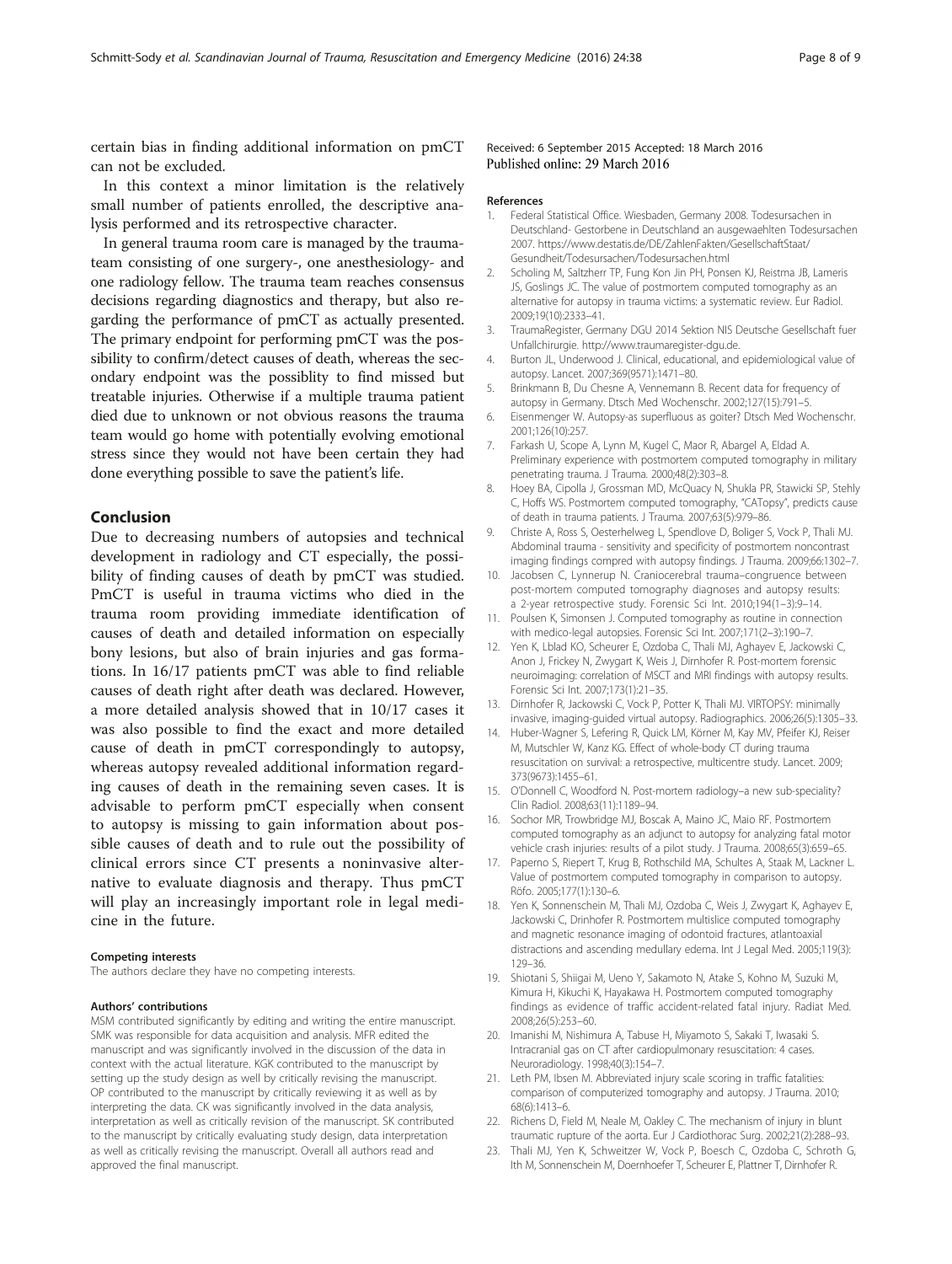certain bias in finding additional information on pmCT can not be excluded.

In this context a minor limitation is the relatively small number of patients enrolled, the descriptive analysis performed and its retrospective character.

In general trauma room care is managed by the trauma-team consisting of one surgery-, one anesthesiology- and one radiology fellow. The trauma team reaches consensus decisions regarding diagnostics and therapy, but also regarding the performance of pmCT as actually presented. The primary endpoint for performing pmCT was the possibility to confirm/detect causes of death, whereas the secondary endpoint was the possiblity to find missed but treatable injuries. Otherwise if a multiple trauma patient died due to unknown or not obvious reasons the trauma team would go home with potentially evolving emotional stress since they would not have been certain they had done everything possible to save the patient's life.

## Conclusion

Due to decreasing numbers of autopsies and technical development in radiology and CT especially, the possibility of finding causes of death by pmCT was studied. PmCT is useful in trauma victims who died in the trauma room providing immediate identification of causes of death and detailed information on especially bony lesions, but also of brain injuries and gas formations. In 16/17 patients pmCT was able to find reliable causes of death right after death was declared. However, a more detailed analysis showed that in 10/17 cases it was also possible to find the exact and more detailed cause of death in pmCT correspondingly to autopsy, whereas autopsy revealed additional information regarding causes of death in the remaining seven cases. It is advisable to perform pmCT especially when consent to autopsy is missing to gain information about possible causes of death and to rule out the possibility of clinical errors since CT presents a noninvasive alternative to evaluate diagnosis and therapy. Thus pmCT will play an increasingly important role in legal medicine in the future.

#### Competing interests

The authors declare they have no competing interests.

#### Authors' contributions

MSM contributed significantly by editing and writing the entire manuscript. SMK was responsible for data acquisition and analysis. MFR edited the manuscript and was significantly involved in the discussion of the data in context with the actual literature. KGK contributed to the manuscript by setting up the study design as well by critically revising the manuscript. OP contributed to the manuscript by critically reviewing it as well as by interpreting the data. CK was significantly involved in the data analysis, interpretation as well as critically revision of the manuscript. SK contributed to the manuscript by critically evaluating study design, data interpretation as well as critically revising the manuscript. Overall all authors read and approved the final manuscript.

Received: 6 September 2015 Accepted: 18 March 2016
Published online: 29 March 2016

#### References

1. Federal Statistical Office. Wiesbaden, Germany 2008. Todesursachen in Deutschland- Gestorbene in Deutschland an ausgewaehlten Todesursachen 2007. https://www.destatis.de/DE/ZahlenFakten/GesellschaftStaat/Gesundheit/Todesursachen/Todesursachen.html
2. Scholing M, Saltzherr TP, Fung Kon Jin PH, Ponsen KJ, Reistma JB, Lameris JS, Goslings JC. The value of postmortem computed tomography as an alternative for autopsy in trauma victims: a systematic review. Eur Radiol. 2009;19(10):2333–41.
3. TraumaRegister, Germany DGU 2014 Sektion NIS Deutsche Gesellschaft fuer Unfallchirurgie. http://www.traumaregister-dgu.de.
4. Burton JL, Underwood J. Clinical, educational, and epidemiological value of autopsy. Lancet. 2007;369(9571):1471–80.
5. Brinkmann B, Du Chesne A, Vennemann B. Recent data for frequency of autopsy in Germany. Dtsch Med Wochenschr. 2002;127(15):791–5.
6. Eisenmenger W. Autopsy-as superfluous as goiter? Dtsch Med Wochenschr. 2001;126(10):257.
7. Farkash U, Scope A, Lynn M, Kugel C, Maor R, Abargel A, Eldad A. Preliminary experience with postmortem computed tomography in military penetrating trauma. J Trauma. 2000;48(2):303–8.
8. Hoey BA, Cipolla J, Grossman MD, McQuacy N, Shukla PR, Stawicki SP, Stehly C, Hoffs WS. Postmortem computed tomography, "CATopsy", predicts cause of death in trauma patients. J Trauma. 2007;63(5):979–86.
9. Christe A, Ross S, Oesterhelweg L, Spendlove D, Boliger S, Vock P, Thali MJ. Abdominal trauma - sensitivity and specificity of postmortem noncontrast imaging findings compred with autopsy findings. J Trauma. 2009;66:1302–7.
10. Jacobsen C, Lynnerup N. Craniocerebral trauma–congruence between post-mortem computed tomography diagnoses and autopsy results: a 2-year retrospective study. Forensic Sci Int. 2010;194(1–3):9–14.
11. Poulsen K, Simonsen J. Computed tomography as routine in connection with medico-legal autopsies. Forensic Sci Int. 2007;171(2–3):190–7.
12. Yen K, Lblad KO, Scheurer E, Ozdoba C, Thali MJ, Aghayev E, Jackowski C, Anon J, Frickey N, Zwygart K, Weis J, Dirnhofer R. Post-mortem forensic neuroimaging: correlation of MSCT and MRI findings with autopsy results. Forensic Sci Int. 2007;173(1):21–35.
13. Dirnhofer R, Jackowski C, Vock P, Potter K, Thali MJ. VIRTOPSY: minimally invasive, imaging-guided virtual autopsy. Radiographics. 2006;26(5):1305–33.
14. Huber-Wagner S, Lefering R, Quick LM, Körner M, Kay MV, Pfeifer KJ, Reiser M, Mutschler W, Kanz KG. Effect of whole-body CT during trauma resuscitation on survival: a retrospective, multicentre study. Lancet. 2009;373(9673):1455–61.
15. O'Donnell C, Woodford N. Post-mortem radiology–a new sub-speciality? Clin Radiol. 2008;63(11):1189–94.
16. Sochor MR, Trowbridge MJ, Boscak A, Maino JC, Maio RF. Postmortem computed tomography as an adjunct to autopsy for analyzing fatal motor vehicle crash injuries: results of a pilot study. J Trauma. 2008;65(3):659–65.
17. Paperno S, Riepert T, Krug B, Rothschild MA, Schultes A, Staak M, Lackner L. Value of postmortem computed tomography in comparison to autopsy. Röfo. 2005;177(1):130–6.
18. Yen K, Sonnenschein M, Thali MJ, Ozdoba C, Weis J, Zwygart K, Aghayev E, Jackowski C, Drinhofer R. Postmortem multislice computed tomography and magnetic resonance imaging of odontoid fractures, atlantoaxial distractions and ascending medullary edema. Int J Legal Med. 2005;119(3):129–36.
19. Shiotani S, Shiigai M, Ueno Y, Sakamoto N, Atake S, Kohno M, Suzuki M, Kimura H, Kikuchi K, Hayakawa H. Postmortem computed tomography findings as evidence of traffic accident-related fatal injury. Radiat Med. 2008;26(5):253–60.
20. Imanishi M, Nishimura A, Tabuse H, Miyamoto S, Sakaki T, Iwasaki S. Intracranial gas on CT after cardiopulmonary resuscitation: 4 cases. Neuroradiology. 1998;40(3):154–7.
21. Leth PM, Ibsen M. Abbreviated injury scale scoring in traffic fatalities: comparison of computerized tomography and autopsy. J Trauma. 2010;68(6):1413–6.
22. Richens D, Field M, Neale M, Oakley C. The mechanism of injury in blunt traumatic rupture of the aorta. Eur J Cardiothorac Surg. 2002;21(2):288–93.
23. Thali MJ, Yen K, Schweitzer W, Vock P, Boesch C, Ozdoba C, Schroth G, Ith M, Sonnenschein M, Doernhoefer T, Scheurer E, Plattner T, Dirnhofer R.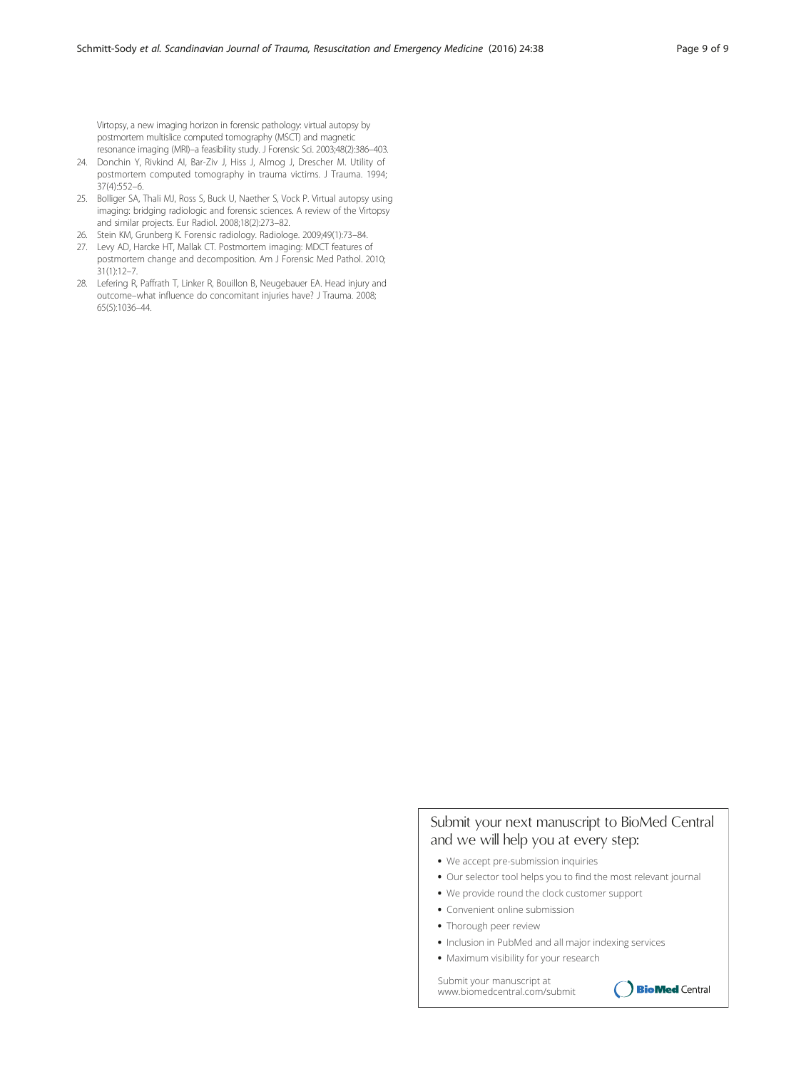Virtopsy, a new imaging horizon in forensic pathology: virtual autopsy by postmortem multislice computed tomography (MSCT) and magnetic resonance imaging (MRI)–a feasibility study. J Forensic Sci. 2003;48(2):386–403.

24. Donchin Y, Rivkind AI, Bar-Ziv J, Hiss J, Almog J, Drescher M. Utility of postmortem computed tomography in trauma victims. J Trauma. 1994; 37(4):552–6.
25. Bolliger SA, Thali MJ, Ross S, Buck U, Naether S, Vock P. Virtual autopsy using imaging: bridging radiologic and forensic sciences. A review of the Virtopsy and similar projects. Eur Radiol. 2008;18(2):273–82.
26. Stein KM, Grunberg K. Forensic radiology. Radiologe. 2009;49(1):73–84.
27. Levy AD, Harcke HT, Mallak CT. Postmortem imaging: MDCT features of postmortem change and decomposition. Am J Forensic Med Pathol. 2010; 31(1):12–7.
28. Lefering R, Paffrath T, Linker R, Bouillon B, Neugebauer EA. Head injury and outcome–what influence do concomitant injuries have? J Trauma. 2008; 65(5):1036–44.

Submit your next manuscript to BioMed Central and we will help you at every step:

- We accept pre-submission inquiries
- Our selector tool helps you to find the most relevant journal
- We provide round the clock customer support
- Convenient online submission
- Thorough peer review
- Inclusion in PubMed and all major indexing services
- Maximum visibility for your research

Submit your manuscript at www.biomedcentral.com/submit

BioMed Central